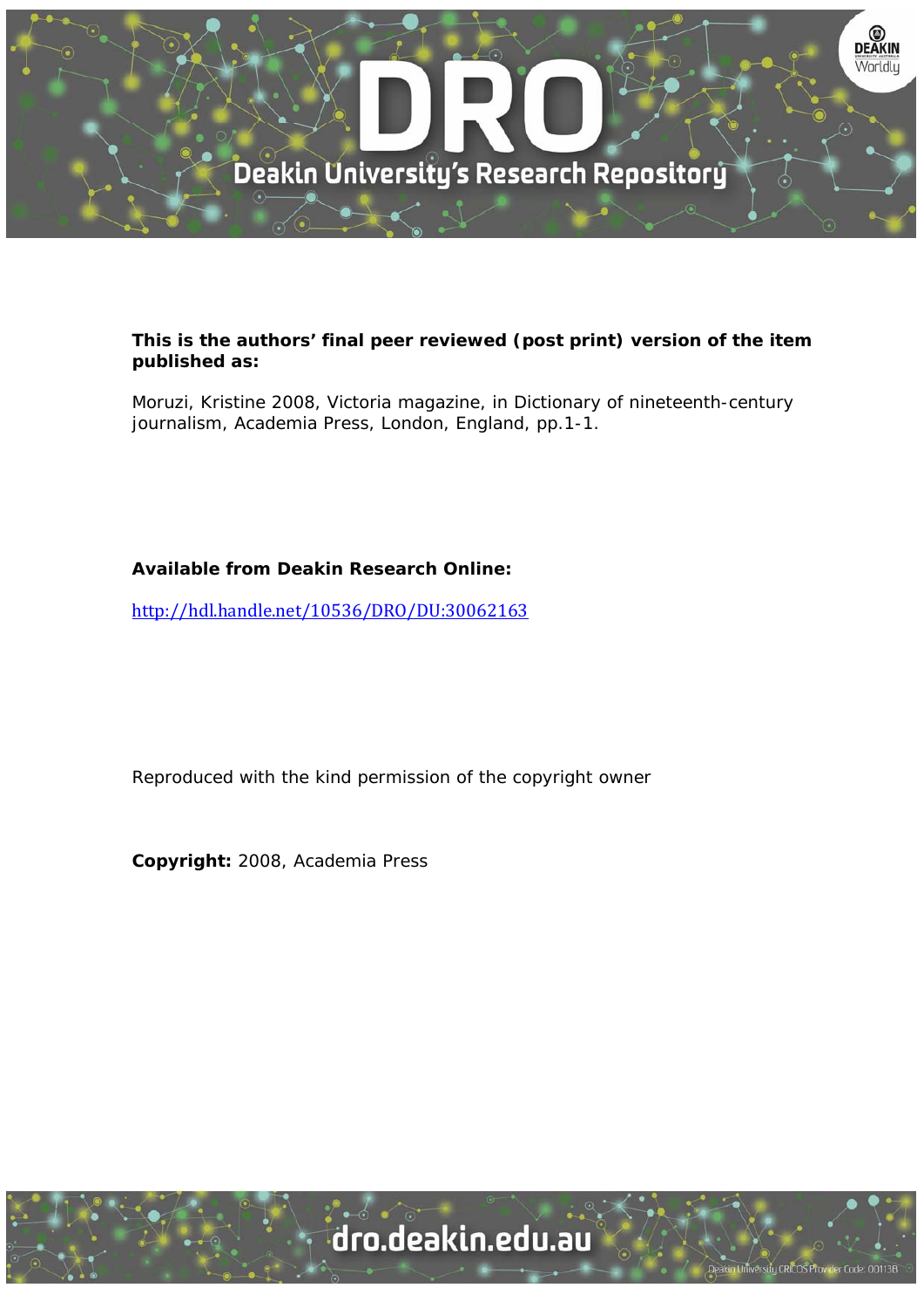**This is the authors' final peer reviewed (post print) version of the item published as:**

Moruzi, Kristine 2008, Victoria magazine, in Dictionary of nineteenth-century journalism, Academia Press, London, England, pp.1-1.

**Available from Deakin Research Online:**

http://hdl.handle.net/10536/DRO/DU:30062163

Reproduced with the kind permission of the copyright owner

**Copyright:** 2008, Academia Press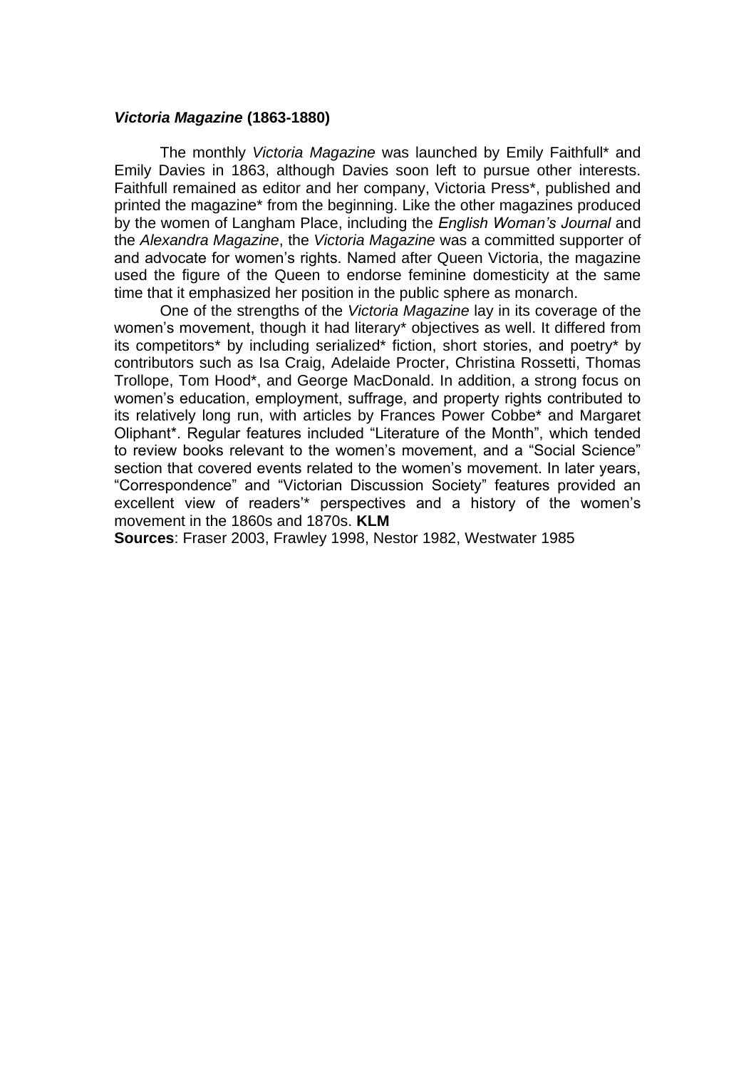### *Victoria Magazine* (1863-1880)

The monthly *Victoria Magazine* was launched by Emily Faithfull* and Emily Davies in 1863, although Davies soon left to pursue other interests. Faithfull remained as editor and her company, Victoria Press*, published and printed the magazine* from the beginning. Like the other magazines produced by the women of Langham Place, including the *English Woman's Journal* and the *Alexandra Magazine*, the *Victoria Magazine* was a committed supporter of and advocate for women's rights. Named after Queen Victoria, the magazine used the figure of the Queen to endorse feminine domesticity at the same time that it emphasized her position in the public sphere as monarch.

One of the strengths of the *Victoria Magazine* lay in its coverage of the women's movement, though it had literary* objectives as well. It differed from its competitors* by including serialized* fiction, short stories, and poetry* by contributors such as Isa Craig, Adelaide Procter, Christina Rossetti, Thomas Trollope, Tom Hood*, and George MacDonald. In addition, a strong focus on women's education, employment, suffrage, and property rights contributed to its relatively long run, with articles by Frances Power Cobbe* and Margaret Oliphant*. Regular features included "Literature of the Month", which tended to review books relevant to the women's movement, and a "Social Science" section that covered events related to the women's movement. In later years, "Correspondence" and "Victorian Discussion Society" features provided an excellent view of readers'* perspectives and a history of the women's movement in the 1860s and 1870s. **KLM**

**Sources**: Fraser 2003, Frawley 1998, Nestor 1982, Westwater 1985